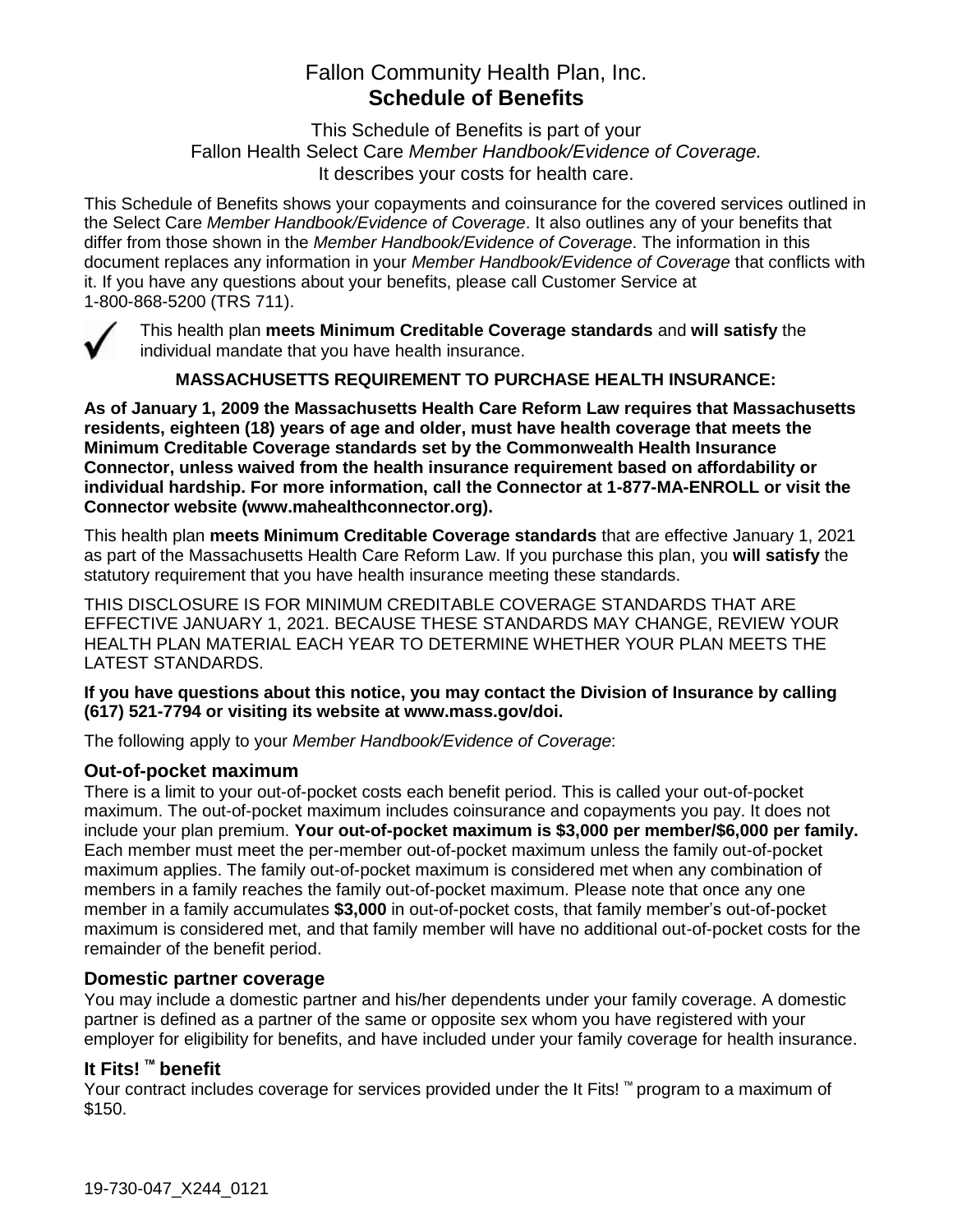# Fallon Community Health Plan, Inc.
## Schedule of Benefits

This Schedule of Benefits is part of your
Fallon Health Select Care *Member Handbook/Evidence of Coverage.*
It describes your costs for health care.

This Schedule of Benefits shows your copayments and coinsurance for the covered services outlined in the Select Care *Member Handbook/Evidence of Coverage*. It also outlines any of your benefits that differ from those shown in the *Member Handbook/Evidence of Coverage*. The information in this document replaces any information in your *Member Handbook/Evidence of Coverage* that conflicts with it. If you have any questions about your benefits, please call Customer Service at 1-800-868-5200 (TRS 711).

✓ This health plan **meets Minimum Creditable Coverage standards** and **will satisfy** the individual mandate that you have health insurance.

**MASSACHUSETTS REQUIREMENT TO PURCHASE HEALTH INSURANCE:**

**As of January 1, 2009 the Massachusetts Health Care Reform Law requires that Massachusetts residents, eighteen (18) years of age and older, must have health coverage that meets the Minimum Creditable Coverage standards set by the Commonwealth Health Insurance Connector, unless waived from the health insurance requirement based on affordability or individual hardship. For more information, call the Connector at 1-877-MA-ENROLL or visit the Connector website (www.mahealthconnector.org).**

This health plan **meets Minimum Creditable Coverage standards** that are effective January 1, 2021 as part of the Massachusetts Health Care Reform Law. If you purchase this plan, you **will satisfy** the statutory requirement that you have health insurance meeting these standards.

THIS DISCLOSURE IS FOR MINIMUM CREDITABLE COVERAGE STANDARDS THAT ARE EFFECTIVE JANUARY 1, 2021. BECAUSE THESE STANDARDS MAY CHANGE, REVIEW YOUR HEALTH PLAN MATERIAL EACH YEAR TO DETERMINE WHETHER YOUR PLAN MEETS THE LATEST STANDARDS.

**If you have questions about this notice, you may contact the Division of Insurance by calling (617) 521-7794 or visiting its website at www.mass.gov/doi.**

The following apply to your *Member Handbook/Evidence of Coverage*:

### Out-of-pocket maximum

There is a limit to your out-of-pocket costs each benefit period. This is called your out-of-pocket maximum. The out-of-pocket maximum includes coinsurance and copayments you pay. It does not include your plan premium. **Your out-of-pocket maximum is $3,000 per member/$6,000 per family.** Each member must meet the per-member out-of-pocket maximum unless the family out-of-pocket maximum applies. The family out-of-pocket maximum is considered met when any combination of members in a family reaches the family out-of-pocket maximum. Please note that once any one member in a family accumulates **$3,000** in out-of-pocket costs, that family member's out-of-pocket maximum is considered met, and that family member will have no additional out-of-pocket costs for the remainder of the benefit period.

### Domestic partner coverage

You may include a domestic partner and his/her dependents under your family coverage. A domestic partner is defined as a partner of the same or opposite sex whom you have registered with your employer for eligibility for benefits, and have included under your family coverage for health insurance.

### It Fits! ™ benefit

Your contract includes coverage for services provided under the It Fits! ™ program to a maximum of $150.

19-730-047_X244_0121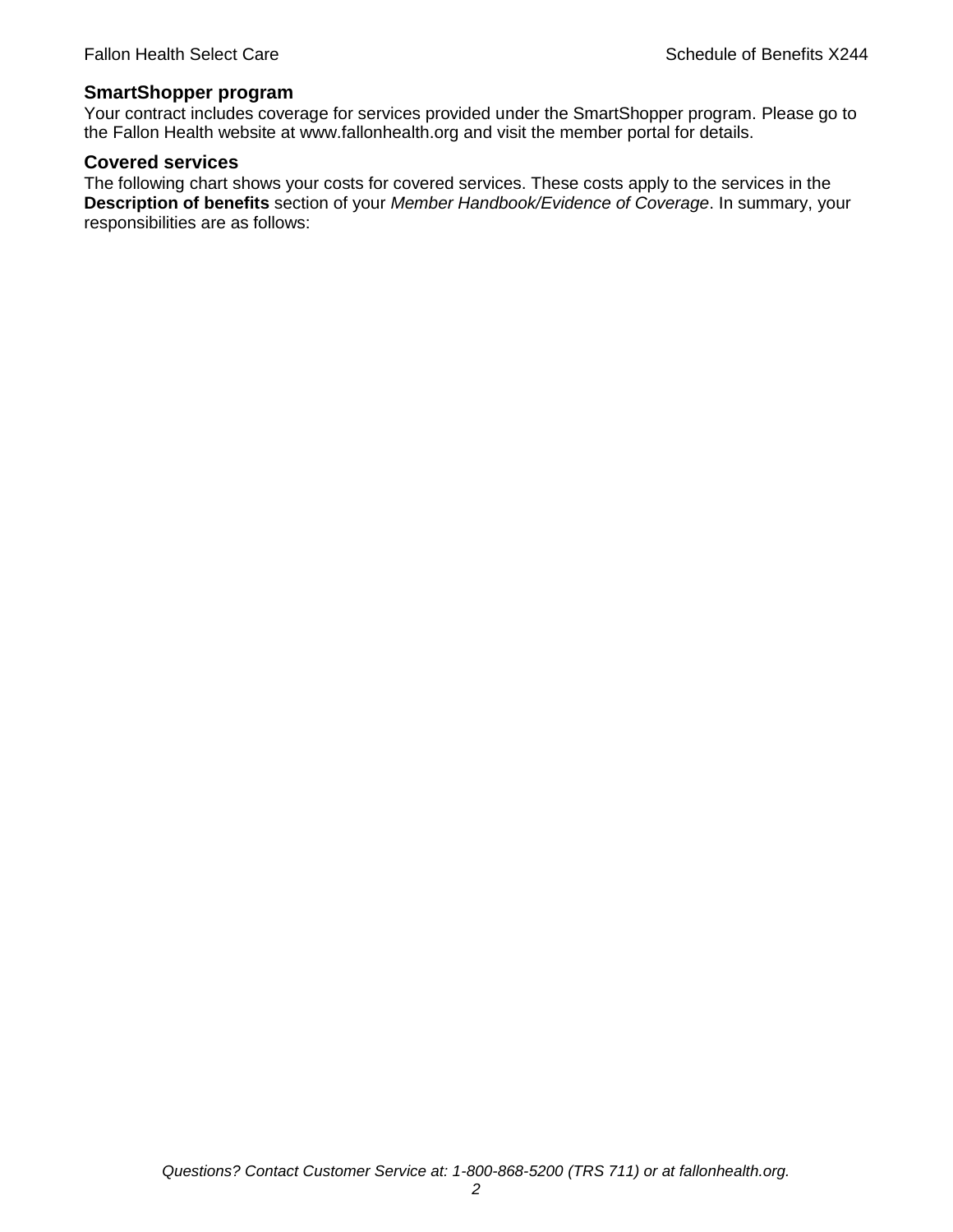### SmartShopper program

Your contract includes coverage for services provided under the SmartShopper program. Please go to the Fallon Health website at www.fallonhealth.org and visit the member portal for details.

### Covered services

The following chart shows your costs for covered services. These costs apply to the services in the **Description of benefits** section of your *Member Handbook/Evidence of Coverage*. In summary, your responsibilities are as follows: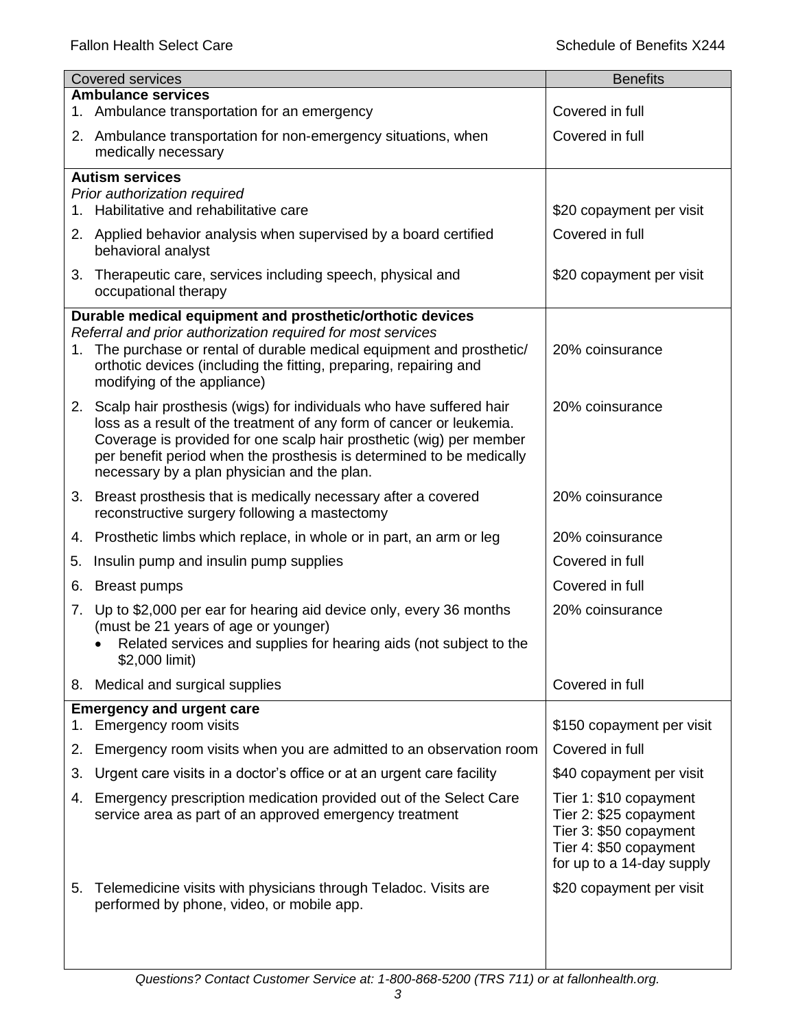| Covered services | Benefits |
|---|---|
| **Ambulance services** | |
| 1. Ambulance transportation for an emergency | Covered in full |
| 2. Ambulance transportation for non-emergency situations, when medically necessary | Covered in full |
| **Autism services** <br> *Prior authorization required* | |
| 1. Habilitative and rehabilitative care | $20 copayment per visit |
| 2. Applied behavior analysis when supervised by a board certified behavioral analyst | Covered in full |
| 3. Therapeutic care, services including speech, physical and occupational therapy | $20 copayment per visit |
| **Durable medical equipment and prosthetic/orthotic devices** <br> *Referral and prior authorization required for most services* | |
| 1. The purchase or rental of durable medical equipment and prosthetic/orthotic devices (including the fitting, preparing, repairing and modifying of the appliance) | 20% coinsurance |
| 2. Scalp hair prosthesis (wigs) for individuals who have suffered hair loss as a result of the treatment of any form of cancer or leukemia. Coverage is provided for one scalp hair prosthetic (wig) per member per benefit period when the prosthesis is determined to be medically necessary by a plan physician and the plan. | 20% coinsurance |
| 3. Breast prosthesis that is medically necessary after a covered reconstructive surgery following a mastectomy | 20% coinsurance |
| 4. Prosthetic limbs which replace, in whole or in part, an arm or leg | 20% coinsurance |
| 5. Insulin pump and insulin pump supplies | Covered in full |
| 6. Breast pumps | Covered in full |
| 7. Up to $2,000 per ear for hearing aid device only, every 36 months (must be 21 years of age or younger) <br> • Related services and supplies for hearing aids (not subject to the $2,000 limit) | 20% coinsurance |
| 8. Medical and surgical supplies | Covered in full |
| **Emergency and urgent care** | |
| 1. Emergency room visits | $150 copayment per visit |
| 2. Emergency room visits when you are admitted to an observation room | Covered in full |
| 3. Urgent care visits in a doctor's office or at an urgent care facility | $40 copayment per visit |
| 4. Emergency prescription medication provided out of the Select Care service area as part of an approved emergency treatment | Tier 1: $10 copayment <br> Tier 2: $25 copayment <br> Tier 3: $50 copayment <br> Tier 4: $50 copayment <br> for up to a 14-day supply |
| 5. Telemedicine visits with physicians through Teladoc. Visits are performed by phone, video, or mobile app. | $20 copayment per visit |

*Questions? Contact Customer Service at: 1-800-868-5200 (TRS 711) or at fallonhealth.org.*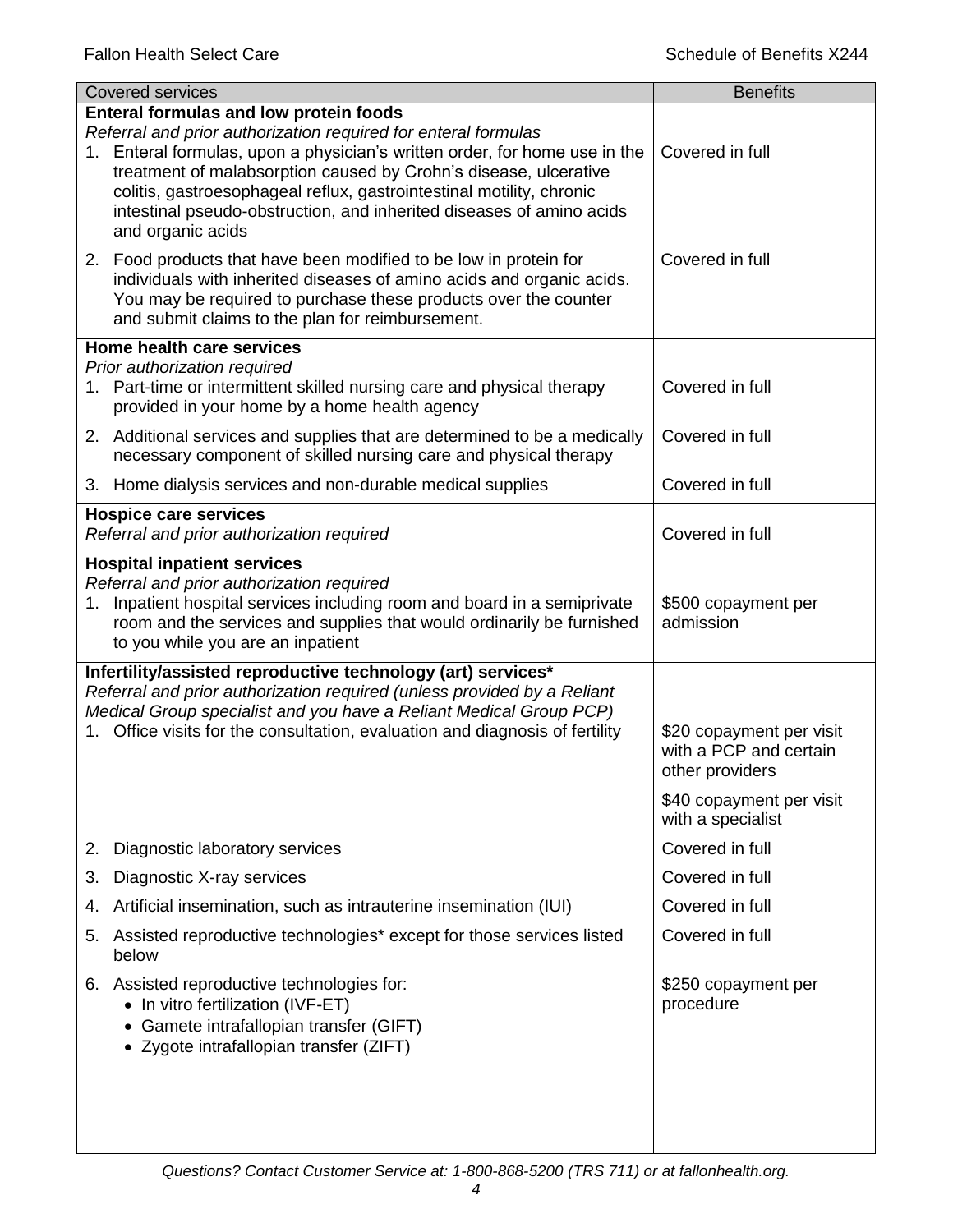| Covered services | Benefits |
|---|---|
| **Enteral formulas and low protein foods**<br>*Referral and prior authorization required for enteral formulas* | |
| 1. Enteral formulas, upon a physician's written order, for home use in the treatment of malabsorption caused by Crohn's disease, ulcerative colitis, gastroesophageal reflux, gastrointestinal motility, chronic intestinal pseudo-obstruction, and inherited diseases of amino acids and organic acids | Covered in full |
| 2. Food products that have been modified to be low in protein for individuals with inherited diseases of amino acids and organic acids. You may be required to purchase these products over the counter and submit claims to the plan for reimbursement. | Covered in full |
| **Home health care services**<br>*Prior authorization required* | |
| 1. Part-time or intermittent skilled nursing care and physical therapy provided in your home by a home health agency | Covered in full |
| 2. Additional services and supplies that are determined to be a medically necessary component of skilled nursing care and physical therapy | Covered in full |
| 3. Home dialysis services and non-durable medical supplies | Covered in full |
| **Hospice care services**<br>*Referral and prior authorization required* | Covered in full |
| **Hospital inpatient services**<br>*Referral and prior authorization required* | |
| 1. Inpatient hospital services including room and board in a semiprivate room and the services and supplies that would ordinarily be furnished to you while you are an inpatient | $500 copayment per admission |
| **Infertility/assisted reproductive technology (art) services***<br>*Referral and prior authorization required (unless provided by a Reliant Medical Group specialist and you have a Reliant Medical Group PCP)* | |
| 1. Office visits for the consultation, evaluation and diagnosis of fertility | $20 copayment per visit with a PCP and certain other providers<br><br>$40 copayment per visit with a specialist |
| 2. Diagnostic laboratory services | Covered in full |
| 3. Diagnostic X-ray services | Covered in full |
| 4. Artificial insemination, such as intrauterine insemination (IUI) | Covered in full |
| 5. Assisted reproductive technologies* except for those services listed below | Covered in full |
| 6. Assisted reproductive technologies for:<br>• In vitro fertilization (IVF-ET)<br>• Gamete intrafallopian transfer (GIFT)<br>• Zygote intrafallopian transfer (ZIFT) | $250 copayment per procedure |

*Questions? Contact Customer Service at: 1-800-868-5200 (TRS 711) or at fallonhealth.org.*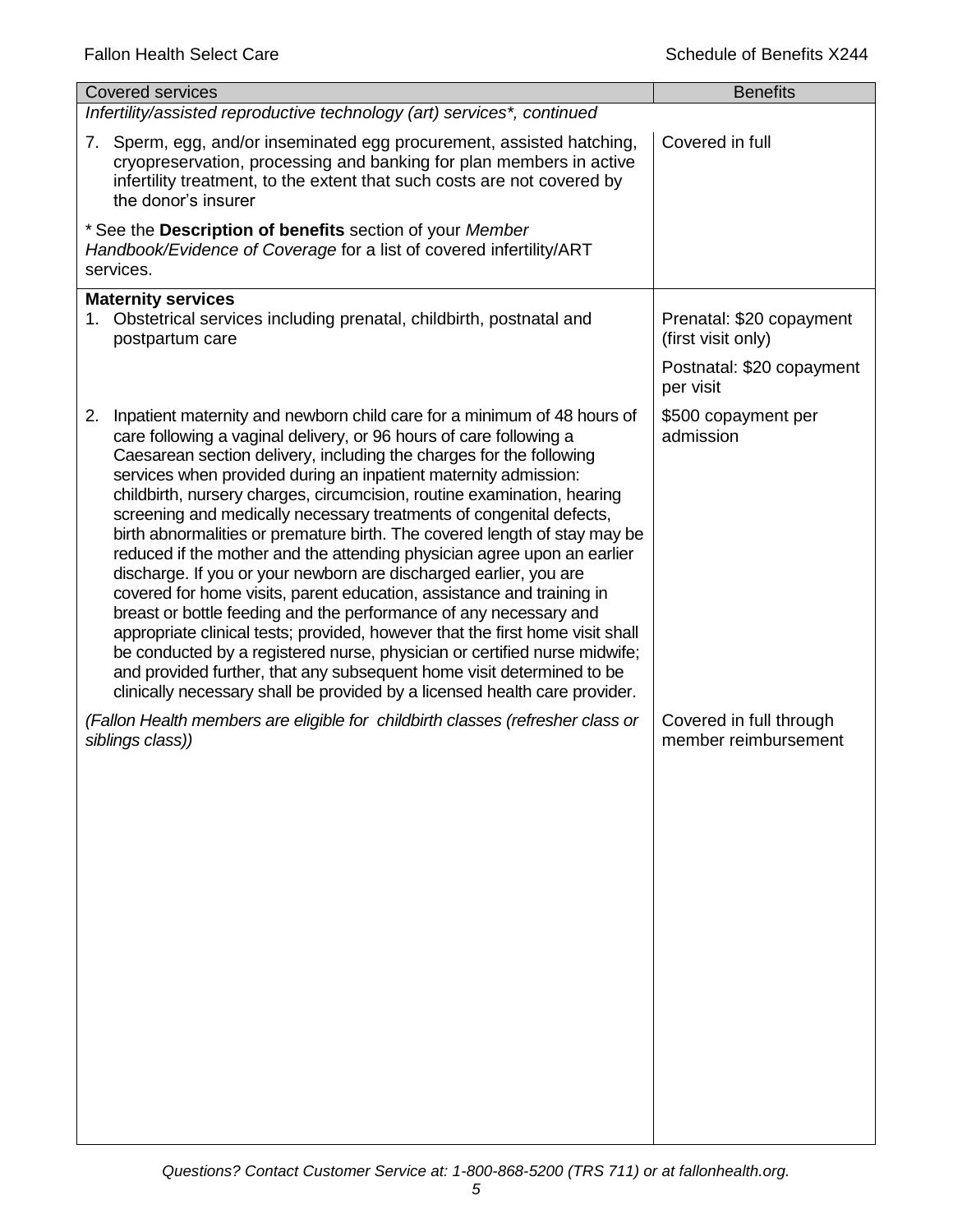| Covered services | Benefits |
| --- | --- |
| *Infertility/assisted reproductive technology (art) services\*, continued* | |
| 7. Sperm, egg, and/or inseminated egg procurement, assisted hatching, cryopreservation, processing and banking for plan members in active infertility treatment, to the extent that such costs are not covered by the donor's insurer | Covered in full |
| \* See the **Description of benefits** section of your *Member Handbook/Evidence of Coverage* for a list of covered infertility/ART services. | |
| **Maternity services** | |
| 1. Obstetrical services including prenatal, childbirth, postnatal and postpartum care | Prenatal: $20 copayment (first visit only)<br><br>Postnatal: $20 copayment per visit |
| 2. Inpatient maternity and newborn child care for a minimum of 48 hours of care following a vaginal delivery, or 96 hours of care following a Caesarean section delivery, including the charges for the following services when provided during an inpatient maternity admission: childbirth, nursery charges, circumcision, routine examination, hearing screening and medically necessary treatments of congenital defects, birth abnormalities or premature birth. The covered length of stay may be reduced if the mother and the attending physician agree upon an earlier discharge. If you or your newborn are discharged earlier, you are covered for home visits, parent education, assistance and training in breast or bottle feeding and the performance of any necessary and appropriate clinical tests; provided, however that the first home visit shall be conducted by a registered nurse, physician or certified nurse midwife; and provided further, that any subsequent home visit determined to be clinically necessary shall be provided by a licensed health care provider. | $500 copayment per admission |
| *(Fallon Health members are eligible for childbirth classes (refresher class or siblings class))* | Covered in full through member reimbursement |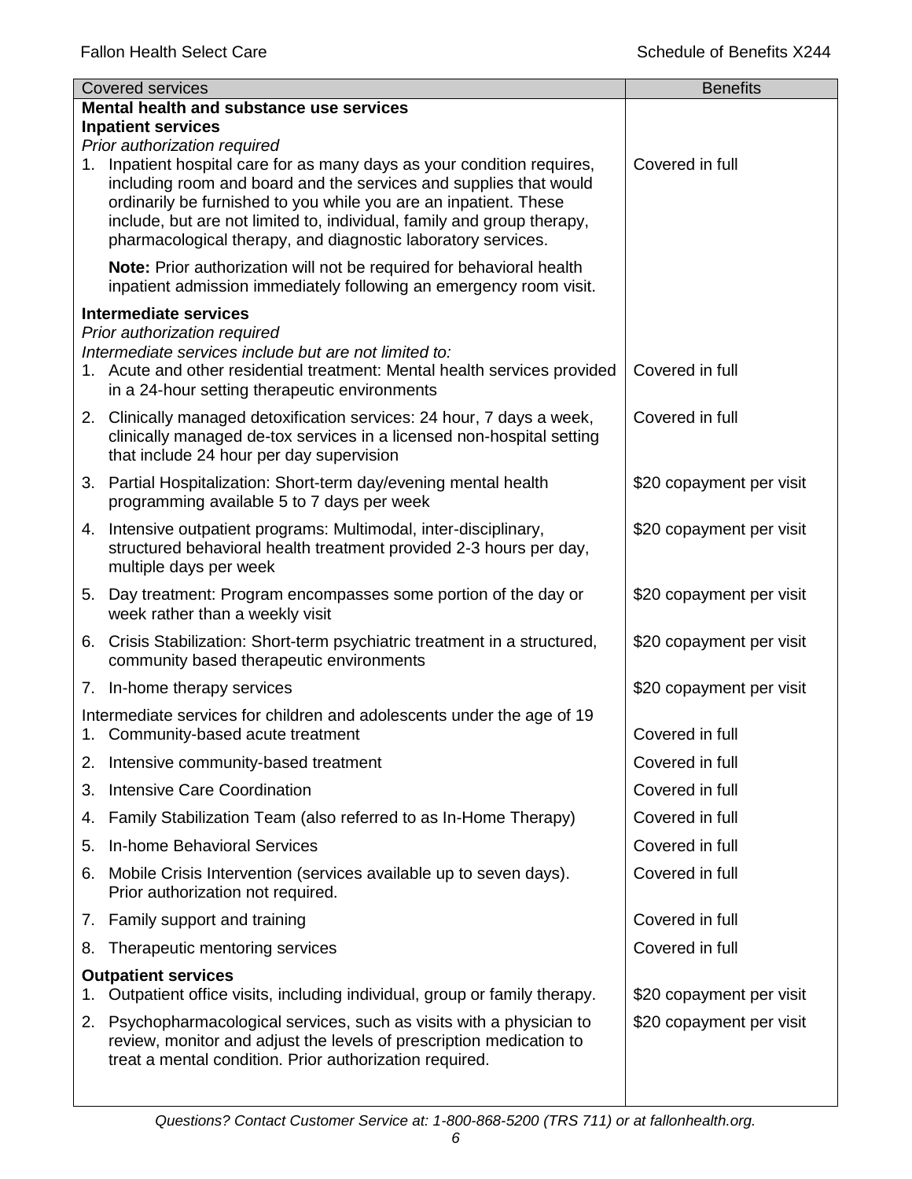| Covered services | Benefits |
|---|---|
| **Mental health and substance use services** | |
| **Inpatient services** | |
| *Prior authorization required* | |
| 1. Inpatient hospital care for as many days as your condition requires, including room and board and the services and supplies that would ordinarily be furnished to you while you are an inpatient. These include, but are not limited to, individual, family and group therapy, pharmacological therapy, and diagnostic laboratory services. | Covered in full |
| **Note:** Prior authorization will not be required for behavioral health inpatient admission immediately following an emergency room visit. | |
| **Intermediate services** | |
| *Prior authorization required* | |
| *Intermediate services include but are not limited to:* | |
| 1. Acute and other residential treatment: Mental health services provided in a 24-hour setting therapeutic environments | Covered in full |
| 2. Clinically managed detoxification services: 24 hour, 7 days a week, clinically managed de-tox services in a licensed non-hospital setting that include 24 hour per day supervision | Covered in full |
| 3. Partial Hospitalization: Short-term day/evening mental health programming available 5 to 7 days per week | $20 copayment per visit |
| 4. Intensive outpatient programs: Multimodal, inter-disciplinary, structured behavioral health treatment provided 2-3 hours per day, multiple days per week | $20 copayment per visit |
| 5. Day treatment: Program encompasses some portion of the day or week rather than a weekly visit | $20 copayment per visit |
| 6. Crisis Stabilization: Short-term psychiatric treatment in a structured, community based therapeutic environments | $20 copayment per visit |
| 7. In-home therapy services | $20 copayment per visit |
| Intermediate services for children and adolescents under the age of 19 | |
| 1. Community-based acute treatment | Covered in full |
| 2. Intensive community-based treatment | Covered in full |
| 3. Intensive Care Coordination | Covered in full |
| 4. Family Stabilization Team (also referred to as In-Home Therapy) | Covered in full |
| 5. In-home Behavioral Services | Covered in full |
| 6. Mobile Crisis Intervention (services available up to seven days). Prior authorization not required. | Covered in full |
| 7. Family support and training | Covered in full |
| 8. Therapeutic mentoring services | Covered in full |
| **Outpatient services** | |
| 1. Outpatient office visits, including individual, group or family therapy. | $20 copayment per visit |
| 2. Psychopharmacological services, such as visits with a physician to review, monitor and adjust the levels of prescription medication to treat a mental condition. Prior authorization required. | $20 copayment per visit |

*Questions? Contact Customer Service at: 1-800-868-5200 (TRS 711) or at fallonhealth.org.*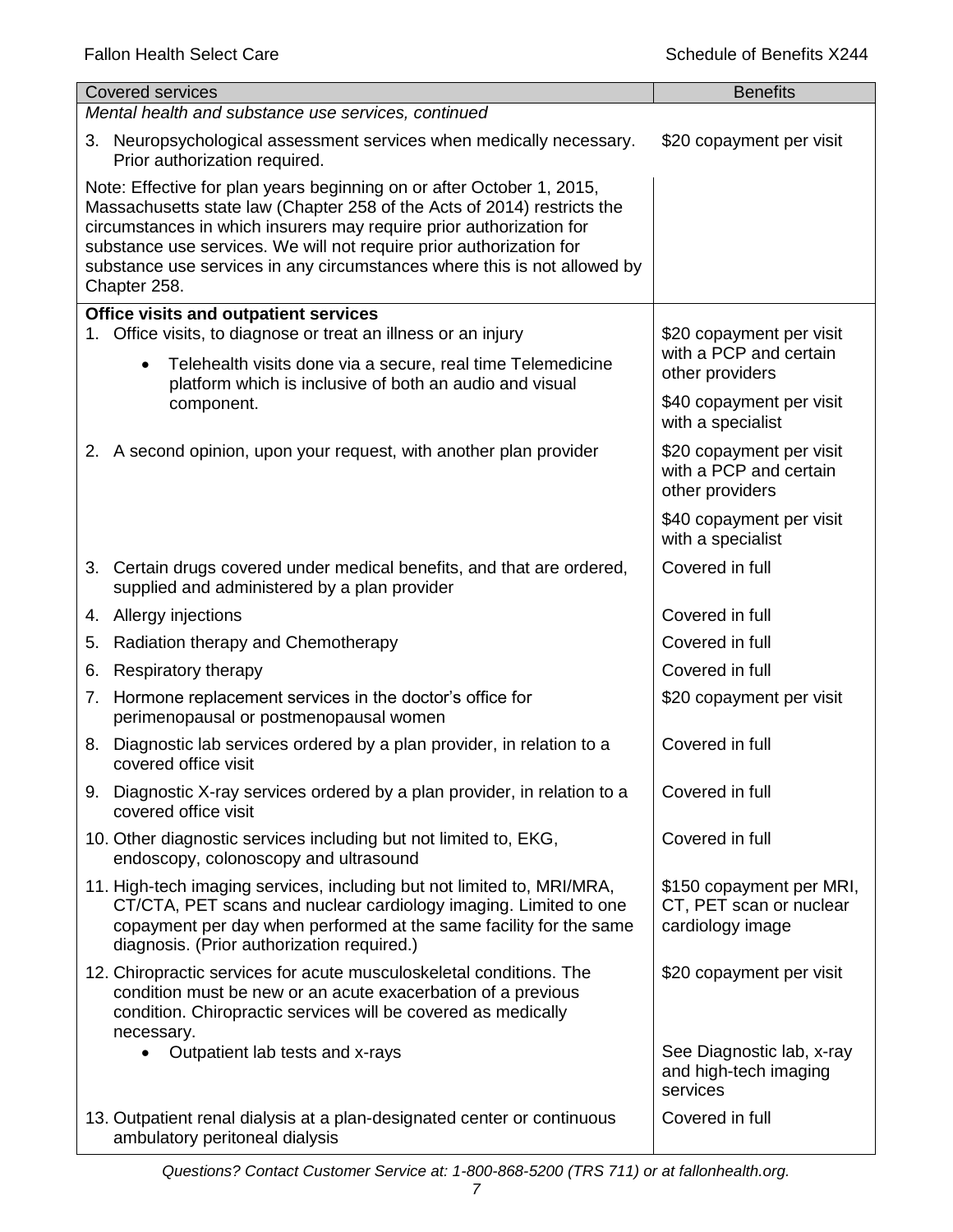| Covered services | Benefits |
|---|---|
| *Mental health and substance use services, continued* | |
| 3. Neuropsychological assessment services when medically necessary. Prior authorization required. | $20 copayment per visit |
| Note: Effective for plan years beginning on or after October 1, 2015, Massachusetts state law (Chapter 258 of the Acts of 2014) restricts the circumstances in which insurers may require prior authorization for substance use services. We will not require prior authorization for substance use services in any circumstances where this is not allowed by Chapter 258. | |
| **Office visits and outpatient services** | |
| 1. Office visits, to diagnose or treat an illness or an injury<br>• Telehealth visits done via a secure, real time Telemedicine platform which is inclusive of both an audio and visual component. | $20 copayment per visit with a PCP and certain other providers<br>$40 copayment per visit with a specialist |
| 2. A second opinion, upon your request, with another plan provider | $20 copayment per visit with a PCP and certain other providers<br>$40 copayment per visit with a specialist |
| 3. Certain drugs covered under medical benefits, and that are ordered, supplied and administered by a plan provider | Covered in full |
| 4. Allergy injections | Covered in full |
| 5. Radiation therapy and Chemotherapy | Covered in full |
| 6. Respiratory therapy | Covered in full |
| 7. Hormone replacement services in the doctor's office for perimenopausal or postmenopausal women | $20 copayment per visit |
| 8. Diagnostic lab services ordered by a plan provider, in relation to a covered office visit | Covered in full |
| 9. Diagnostic X-ray services ordered by a plan provider, in relation to a covered office visit | Covered in full |
| 10. Other diagnostic services including but not limited to, EKG, endoscopy, colonoscopy and ultrasound | Covered in full |
| 11. High-tech imaging services, including but not limited to, MRI/MRA, CT/CTA, PET scans and nuclear cardiology imaging. Limited to one copayment per day when performed at the same facility for the same diagnosis. (Prior authorization required.) | $150 copayment per MRI, CT, PET scan or nuclear cardiology image |
| 12. Chiropractic services for acute musculoskeletal conditions. The condition must be new or an acute exacerbation of a previous condition. Chiropractic services will be covered as medically necessary. | $20 copayment per visit |
| • Outpatient lab tests and x-rays | See Diagnostic lab, x-ray and high-tech imaging services |
| 13. Outpatient renal dialysis at a plan-designated center or continuous ambulatory peritoneal dialysis | Covered in full |

*Questions? Contact Customer Service at: 1-800-868-5200 (TRS 711) or at fallonhealth.org.*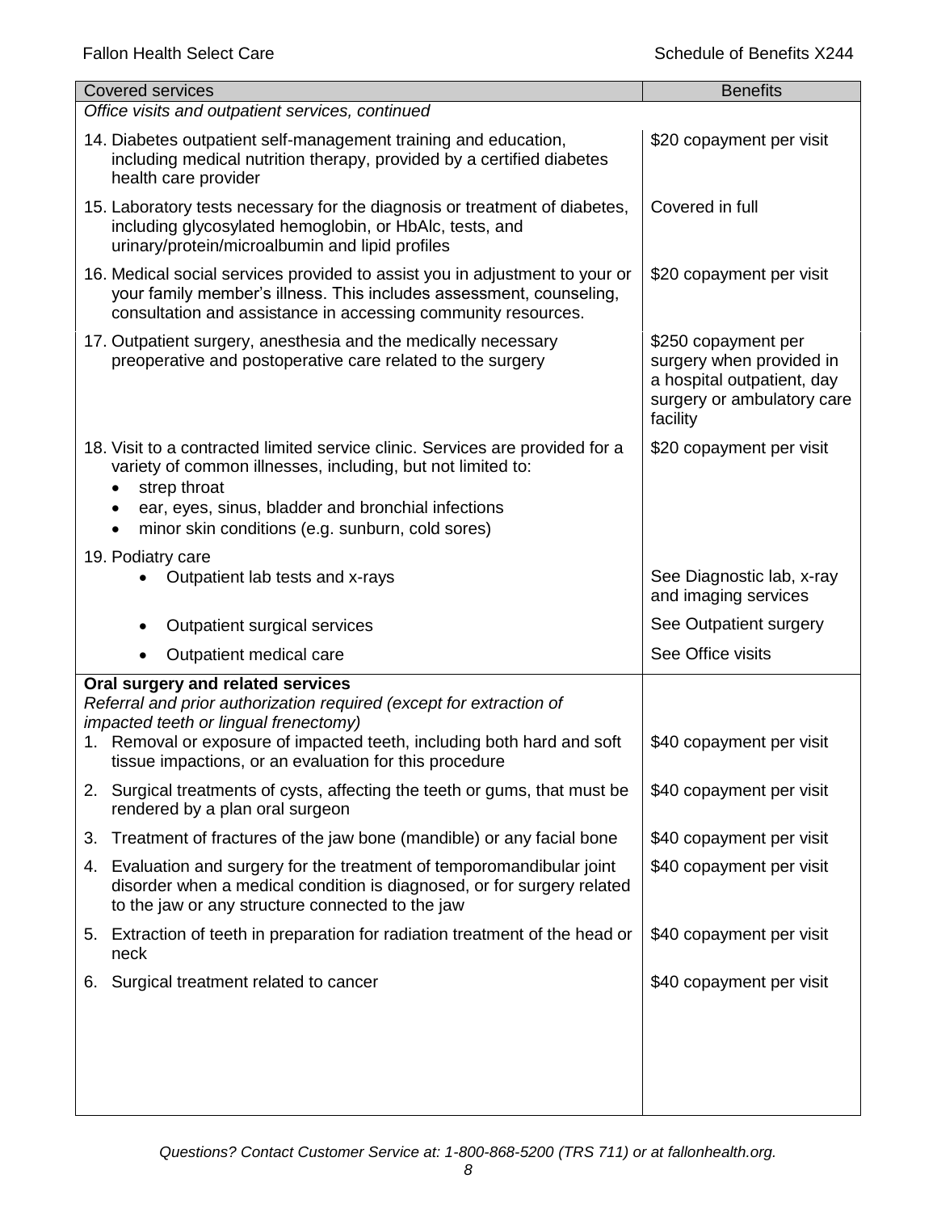| Covered services | Benefits |
|---|---|
| *Office visits and outpatient services, continued* | |
| 14. Diabetes outpatient self-management training and education, including medical nutrition therapy, provided by a certified diabetes health care provider | \$20 copayment per visit |
| 15. Laboratory tests necessary for the diagnosis or treatment of diabetes, including glycosylated hemoglobin, or HbAlc, tests, and urinary/protein/microalbumin and lipid profiles | Covered in full |
| 16. Medical social services provided to assist you in adjustment to your or your family member's illness. This includes assessment, counseling, consultation and assistance in accessing community resources. | \$20 copayment per visit |
| 17. Outpatient surgery, anesthesia and the medically necessary preoperative and postoperative care related to the surgery | \$250 copayment per surgery when provided in a hospital outpatient, day surgery or ambulatory care facility |
| 18. Visit to a contracted limited service clinic. Services are provided for a variety of common illnesses, including, but not limited to: • strep throat • ear, eyes, sinus, bladder and bronchial infections • minor skin conditions (e.g. sunburn, cold sores) | \$20 copayment per visit |
| 19. Podiatry care | |
| • Outpatient lab tests and x-rays | See Diagnostic lab, x-ray and imaging services |
| • Outpatient surgical services | See Outpatient surgery |
| • Outpatient medical care | See Office visits |
| **Oral surgery and related services** *Referral and prior authorization required (except for extraction of impacted teeth or lingual frenectomy)* | |
| 1. Removal or exposure of impacted teeth, including both hard and soft tissue impactions, or an evaluation for this procedure | \$40 copayment per visit |
| 2. Surgical treatments of cysts, affecting the teeth or gums, that must be rendered by a plan oral surgeon | \$40 copayment per visit |
| 3. Treatment of fractures of the jaw bone (mandible) or any facial bone | \$40 copayment per visit |
| 4. Evaluation and surgery for the treatment of temporomandibular joint disorder when a medical condition is diagnosed, or for surgery related to the jaw or any structure connected to the jaw | \$40 copayment per visit |
| 5. Extraction of teeth in preparation for radiation treatment of the head or neck | \$40 copayment per visit |
| 6. Surgical treatment related to cancer | \$40 copayment per visit |

*Questions? Contact Customer Service at: 1-800-868-5200 (TRS 711) or at fallonhealth.org.*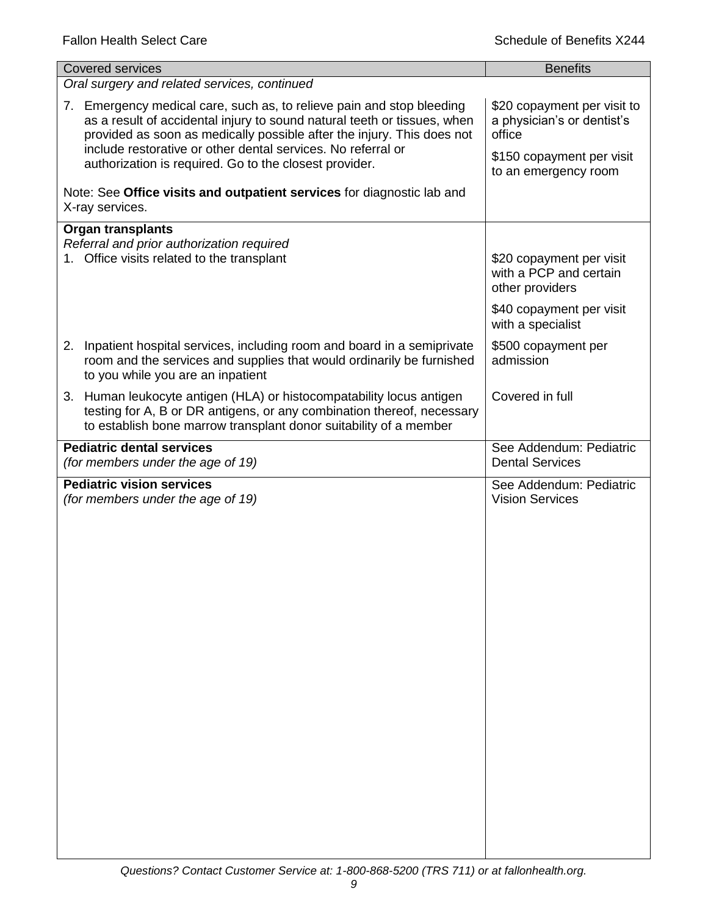| Covered services | Benefits |
|---|---|
| *Oral surgery and related services, continued* | |
| 7. Emergency medical care, such as, to relieve pain and stop bleeding as a result of accidental injury to sound natural teeth or tissues, when provided as soon as medically possible after the injury. This does not include restorative or other dental services. No referral or authorization is required. Go to the closest provider.<br><br>Note: See **Office visits and outpatient services** for diagnostic lab and X-ray services. | \$20 copayment per visit to a physician's or dentist's office<br><br>\$150 copayment per visit to an emergency room |
| **Organ transplants**<br>*Referral and prior authorization required*<br>1. Office visits related to the transplant | \$20 copayment per visit with a PCP and certain other providers<br><br>\$40 copayment per visit with a specialist |
| 2. Inpatient hospital services, including room and board in a semiprivate room and the services and supplies that would ordinarily be furnished to you while you are an inpatient | \$500 copayment per admission |
| 3. Human leukocyte antigen (HLA) or histocompatability locus antigen testing for A, B or DR antigens, or any combination thereof, necessary to establish bone marrow transplant donor suitability of a member | Covered in full |
| **Pediatric dental services**<br>*(for members under the age of 19)* | See Addendum: Pediatric Dental Services |
| **Pediatric vision services**<br>*(for members under the age of 19)* | See Addendum: Pediatric Vision Services |

*Questions? Contact Customer Service at: 1-800-868-5200 (TRS 711) or at fallonhealth.org.*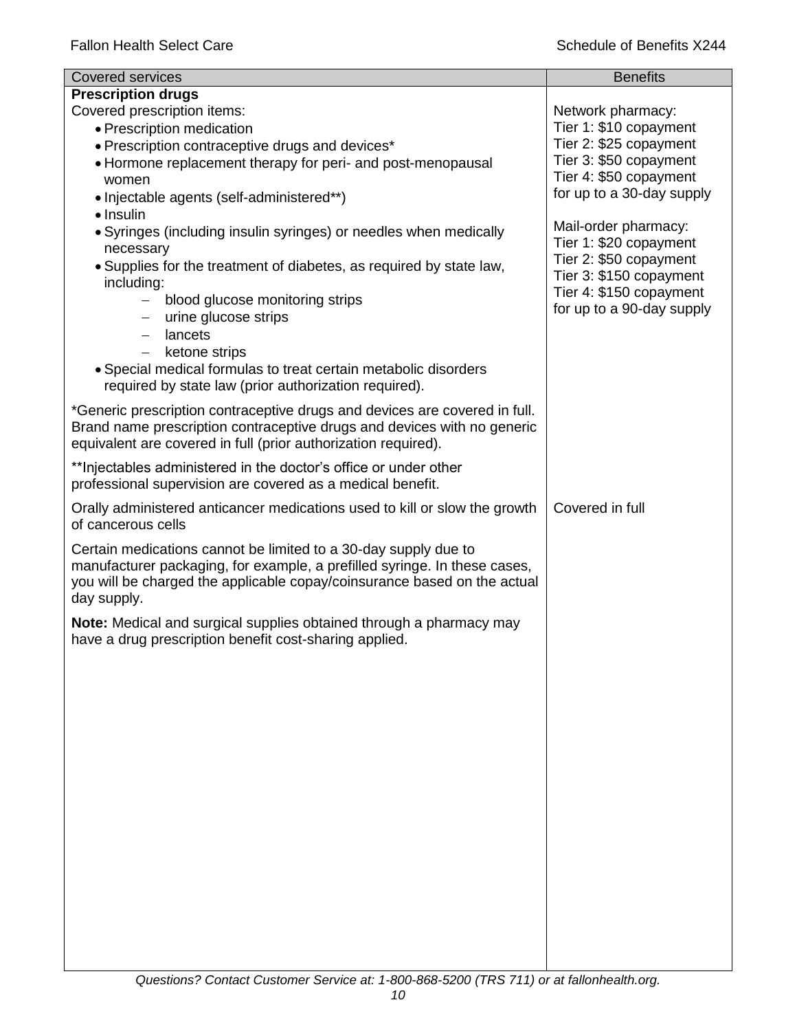| Covered services | Benefits |
|---|---|
| **Prescription drugs**<br>Covered prescription items:<br>• Prescription medication<br>• Prescription contraceptive drugs and devices*<br>• Hormone replacement therapy for peri- and post-menopausal women<br>• Injectable agents (self-administered**)<br>• Insulin<br>• Syringes (including insulin syringes) or needles when medically necessary<br>• Supplies for the treatment of diabetes, as required by state law, including:<br>  – blood glucose monitoring strips<br>  – urine glucose strips<br>  – lancets<br>  – ketone strips<br>• Special medical formulas to treat certain metabolic disorders required by state law (prior authorization required).<br><br>*Generic prescription contraceptive drugs and devices are covered in full. Brand name prescription contraceptive drugs and devices with no generic equivalent are covered in full (prior authorization required).<br><br>**Injectables administered in the doctor's office or under other professional supervision are covered as a medical benefit. | Network pharmacy:<br>Tier 1: $10 copayment<br>Tier 2: $25 copayment<br>Tier 3: $50 copayment<br>Tier 4: $50 copayment<br>for up to a 30-day supply<br><br>Mail-order pharmacy:<br>Tier 1: $20 copayment<br>Tier 2: $50 copayment<br>Tier 3: $150 copayment<br>Tier 4: $150 copayment<br>for up to a 90-day supply |
| Orally administered anticancer medications used to kill or slow the growth of cancerous cells<br><br>Certain medications cannot be limited to a 30-day supply due to manufacturer packaging, for example, a prefilled syringe. In these cases, you will be charged the applicable copay/coinsurance based on the actual day supply.<br><br>**Note:** Medical and surgical supplies obtained through a pharmacy may have a drug prescription benefit cost-sharing applied. | Covered in full |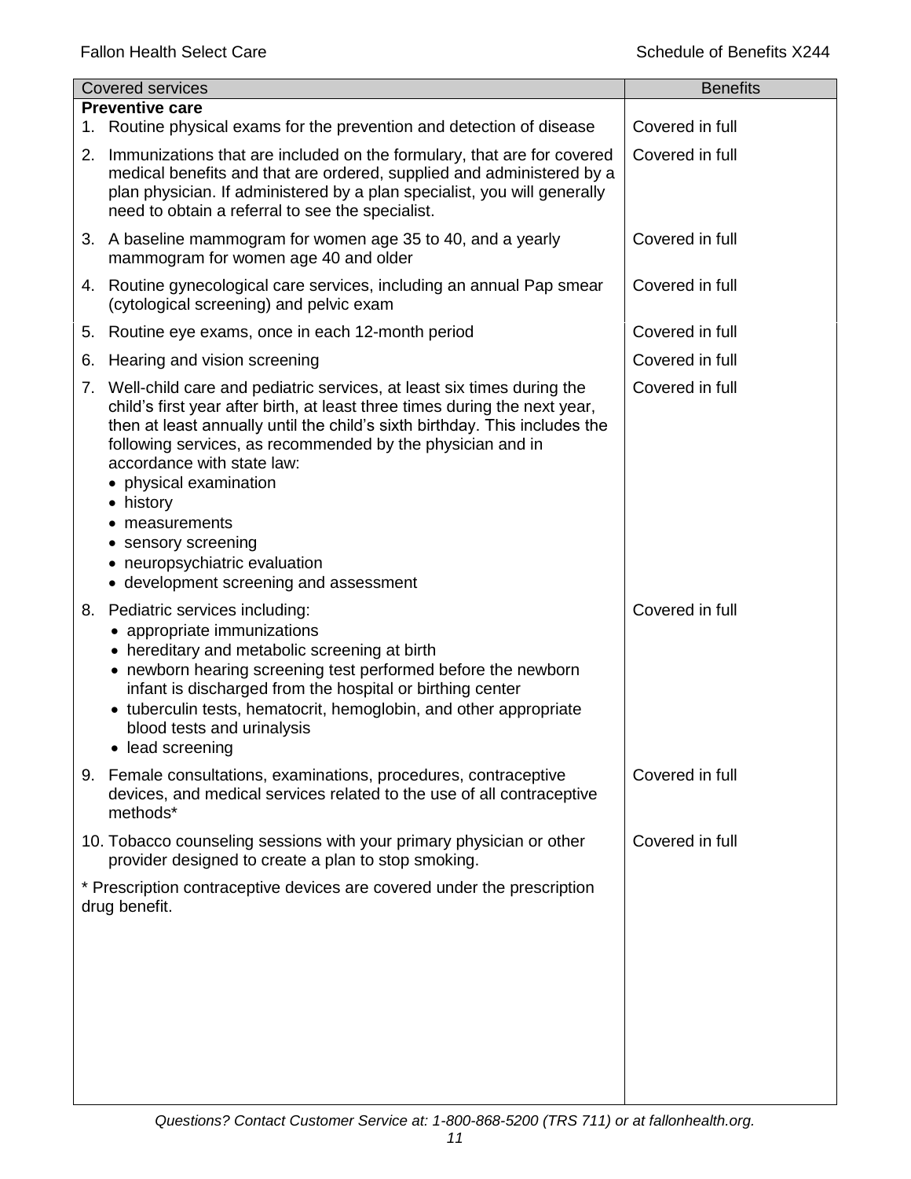| Covered services | Benefits |
| --- | --- |
| **Preventive care** | |
| 1. Routine physical exams for the prevention and detection of disease | Covered in full |
| 2. Immunizations that are included on the formulary, that are for covered medical benefits and that are ordered, supplied and administered by a plan physician. If administered by a plan specialist, you will generally need to obtain a referral to see the specialist. | Covered in full |
| 3. A baseline mammogram for women age 35 to 40, and a yearly mammogram for women age 40 and older | Covered in full |
| 4. Routine gynecological care services, including an annual Pap smear (cytological screening) and pelvic exam | Covered in full |
| 5. Routine eye exams, once in each 12-month period | Covered in full |
| 6. Hearing and vision screening | Covered in full |
| 7. Well-child care and pediatric services, at least six times during the child's first year after birth, at least three times during the next year, then at least annually until the child's sixth birthday. This includes the following services, as recommended by the physician and in accordance with state law:<br>• physical examination<br>• history<br>• measurements<br>• sensory screening<br>• neuropsychiatric evaluation<br>• development screening and assessment | Covered in full |
| 8. Pediatric services including:<br>• appropriate immunizations<br>• hereditary and metabolic screening at birth<br>• newborn hearing screening test performed before the newborn infant is discharged from the hospital or birthing center<br>• tuberculin tests, hematocrit, hemoglobin, and other appropriate blood tests and urinalysis<br>• lead screening | Covered in full |
| 9. Female consultations, examinations, procedures, contraceptive devices, and medical services related to the use of all contraceptive methods* | Covered in full |
| 10. Tobacco counseling sessions with your primary physician or other provider designed to create a plan to stop smoking. | Covered in full |
| * Prescription contraceptive devices are covered under the prescription drug benefit. | |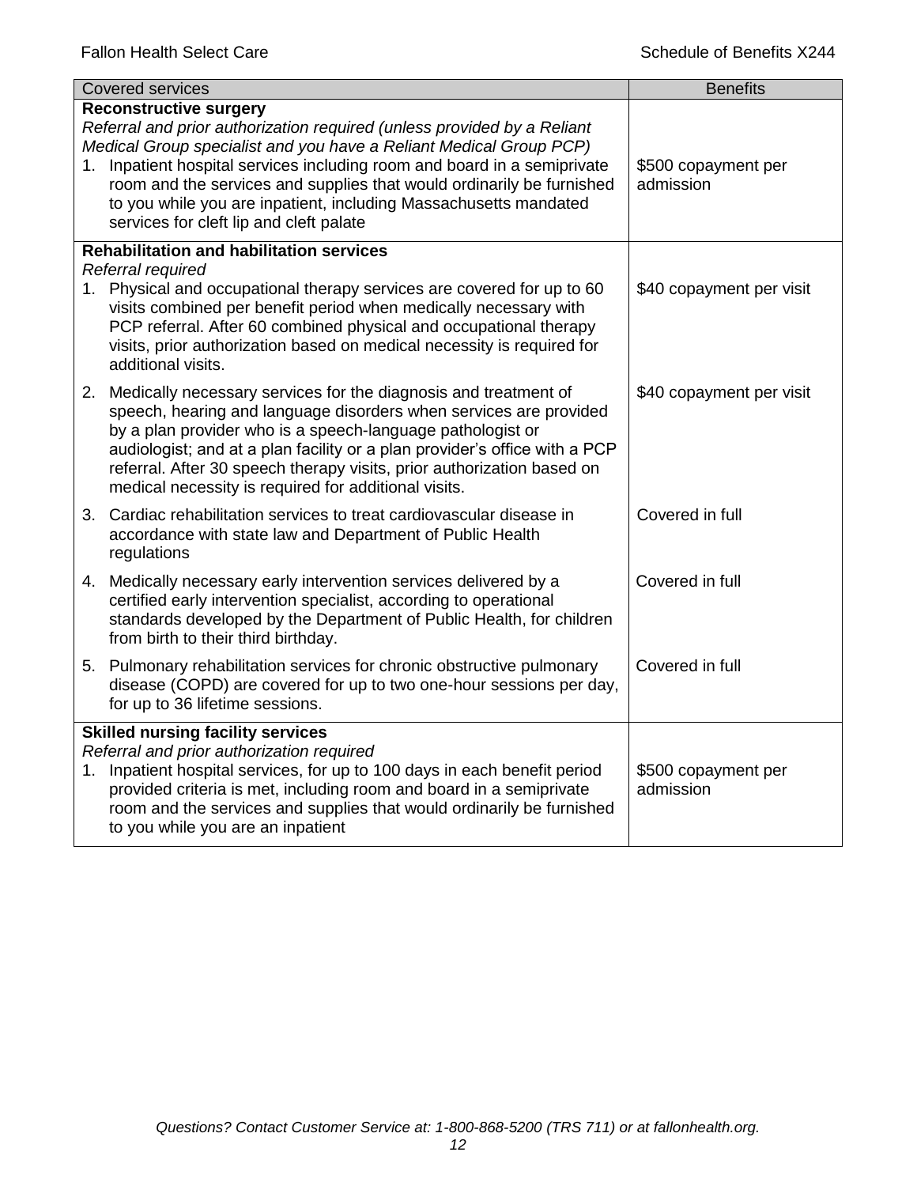| Covered services | Benefits |
|---|---|
| **Reconstructive surgery**<br>*Referral and prior authorization required (unless provided by a Reliant Medical Group specialist and you have a Reliant Medical Group PCP)*<br>1. Inpatient hospital services including room and board in a semiprivate room and the services and supplies that would ordinarily be furnished to you while you are inpatient, including Massachusetts mandated services for cleft lip and cleft palate | \$500 copayment per admission |
| **Rehabilitation and habilitation services**<br>*Referral required*<br>1. Physical and occupational therapy services are covered for up to 60 visits combined per benefit period when medically necessary with PCP referral. After 60 combined physical and occupational therapy visits, prior authorization based on medical necessity is required for additional visits. | \$40 copayment per visit |
| 2. Medically necessary services for the diagnosis and treatment of speech, hearing and language disorders when services are provided by a plan provider who is a speech-language pathologist or audiologist; and at a plan facility or a plan provider's office with a PCP referral. After 30 speech therapy visits, prior authorization based on medical necessity is required for additional visits. | \$40 copayment per visit |
| 3. Cardiac rehabilitation services to treat cardiovascular disease in accordance with state law and Department of Public Health regulations | Covered in full |
| 4. Medically necessary early intervention services delivered by a certified early intervention specialist, according to operational standards developed by the Department of Public Health, for children from birth to their third birthday. | Covered in full |
| 5. Pulmonary rehabilitation services for chronic obstructive pulmonary disease (COPD) are covered for up to two one-hour sessions per day, for up to 36 lifetime sessions. | Covered in full |
| **Skilled nursing facility services**<br>*Referral and prior authorization required*<br>1. Inpatient hospital services, for up to 100 days in each benefit period provided criteria is met, including room and board in a semiprivate room and the services and supplies that would ordinarily be furnished to you while you are an inpatient | \$500 copayment per admission |

*Questions? Contact Customer Service at: 1-800-868-5200 (TRS 711) or at fallonhealth.org.*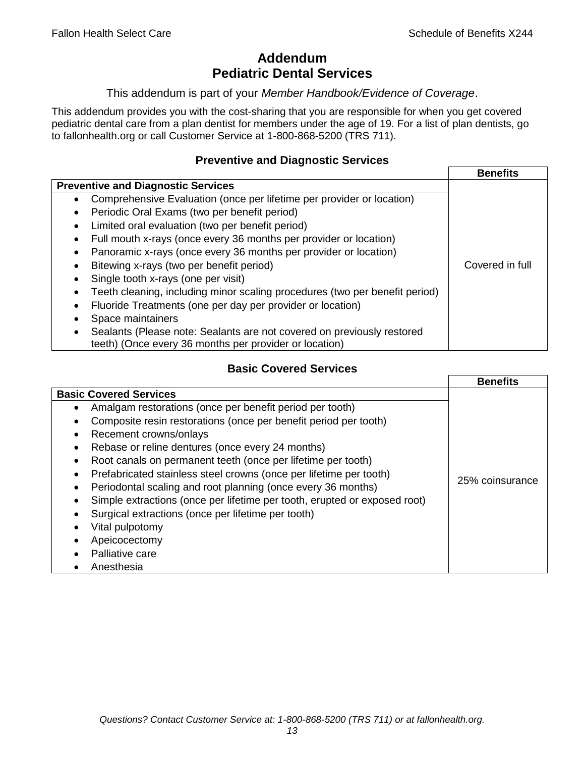# Addendum
# Pediatric Dental Services

This addendum is part of your *Member Handbook/Evidence of Coverage*.

This addendum provides you with the cost-sharing that you are responsible for when you get covered pediatric dental care from a plan dentist for members under the age of 19. For a list of plan dentists, go to fallonhealth.org or call Customer Service at 1-800-868-5200 (TRS 711).

### Preventive and Diagnostic Services

| **Preventive and Diagnostic Services** | **Benefits** |
|---|---|
| • Comprehensive Evaluation (once per lifetime per provider or location)<br>• Periodic Oral Exams (two per benefit period)<br>• Limited oral evaluation (two per benefit period)<br>• Full mouth x-rays (once every 36 months per provider or location)<br>• Panoramic x-rays (once every 36 months per provider or location)<br>• Bitewing x-rays (two per benefit period)<br>• Single tooth x-rays (one per visit)<br>• Teeth cleaning, including minor scaling procedures (two per benefit period)<br>• Fluoride Treatments (one per day per provider or location)<br>• Space maintainers<br>• Sealants (Please note: Sealants are not covered on previously restored teeth) (Once every 36 months per provider or location) | Covered in full |

### Basic Covered Services

| **Basic Covered Services** | **Benefits** |
|---|---|
| • Amalgam restorations (once per benefit period per tooth)<br>• Composite resin restorations (once per benefit period per tooth)<br>• Recement crowns/onlays<br>• Rebase or reline dentures (once every 24 months)<br>• Root canals on permanent teeth (once per lifetime per tooth)<br>• Prefabricated stainless steel crowns (once per lifetime per tooth)<br>• Periodontal scaling and root planning (once every 36 months)<br>• Simple extractions (once per lifetime per tooth, erupted or exposed root)<br>• Surgical extractions (once per lifetime per tooth)<br>• Vital pulpotomy<br>• Apeicocectomy<br>• Palliative care<br>• Anesthesia | 25% coinsurance |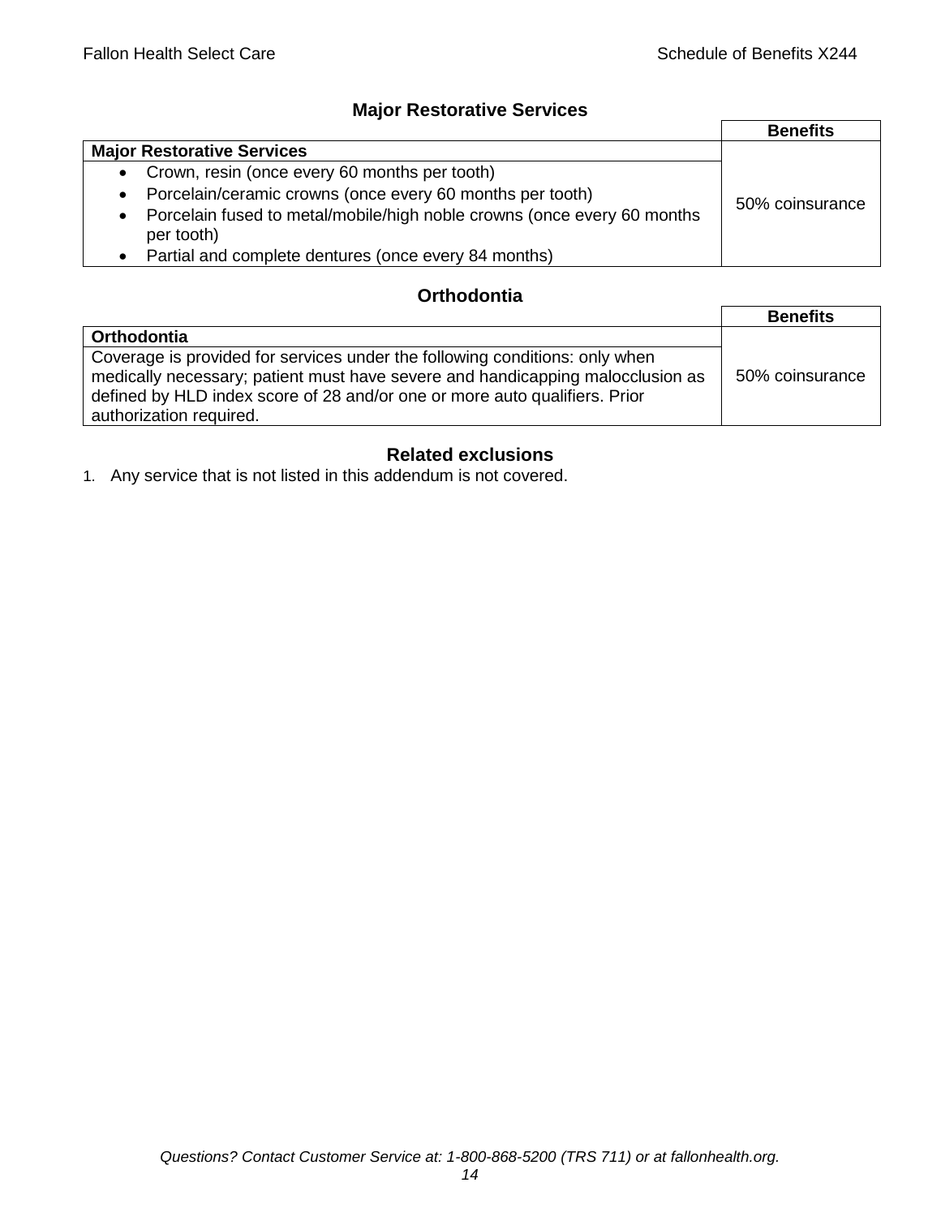## Major Restorative Services

| | Benefits |
|---|---|
| **Major Restorative Services** | 50% coinsurance |
| • Crown, resin (once every 60 months per tooth)<br>• Porcelain/ceramic crowns (once every 60 months per tooth)<br>• Porcelain fused to metal/mobile/high noble crowns (once every 60 months per tooth)<br>• Partial and complete dentures (once every 84 months) | |

## Orthodontia

| | Benefits |
|---|---|
| **Orthodontia** | 50% coinsurance |
| Coverage is provided for services under the following conditions: only when medically necessary; patient must have severe and handicapping malocclusion as defined by HLD index score of 28 and/or one or more auto qualifiers. Prior authorization required. | |

## Related exclusions

1. Any service that is not listed in this addendum is not covered.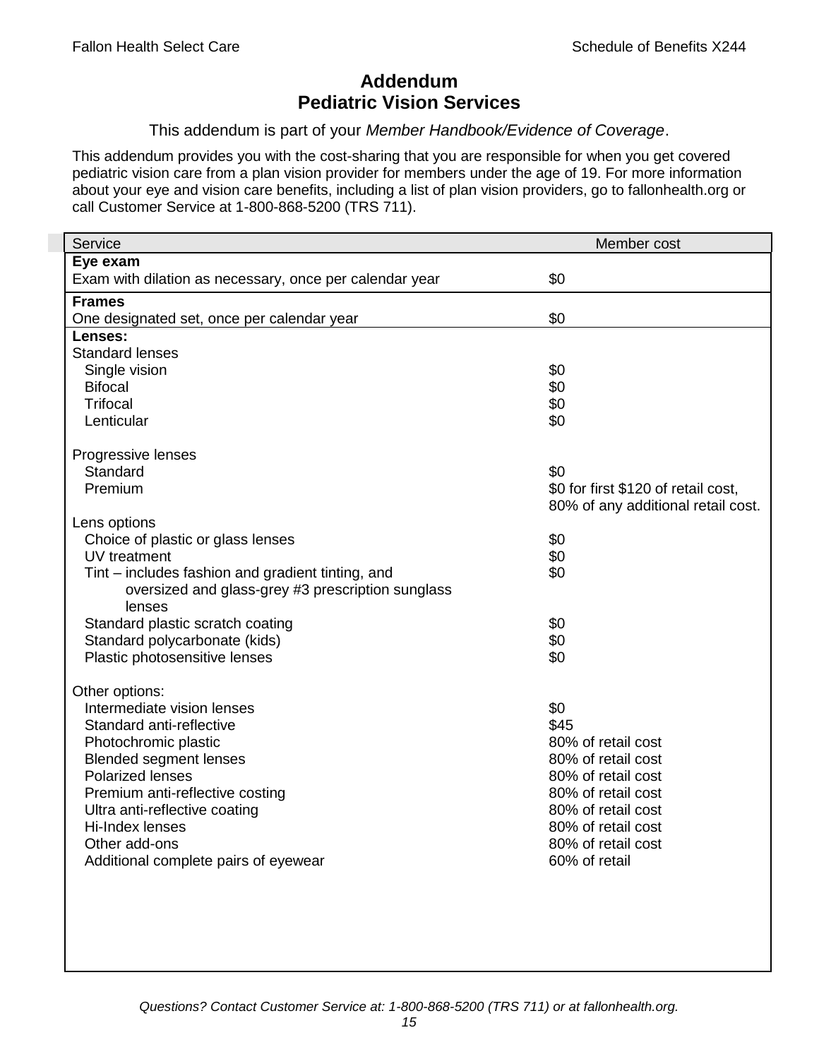# Addendum
# Pediatric Vision Services

This addendum is part of your *Member Handbook/Evidence of Coverage*.

This addendum provides you with the cost-sharing that you are responsible for when you get covered pediatric vision care from a plan vision provider for members under the age of 19. For more information about your eye and vision care benefits, including a list of plan vision providers, go to fallonhealth.org or call Customer Service at 1-800-868-5200 (TRS 711).

| Service | Member cost |
|---|---|
| **Eye exam** | |
| Exam with dilation as necessary, once per calendar year | $0 |
| **Frames** | |
| One designated set, once per calendar year | $0 |
| **Lenses:** | |
| Standard lenses | |
| Single vision | $0 |
| Bifocal | $0 |
| Trifocal | $0 |
| Lenticular | $0 |
| Progressive lenses | |
| Standard | $0 |
| Premium | $0 for first $120 of retail cost, 80% of any additional retail cost. |
| Lens options | |
| Choice of plastic or glass lenses | $0 |
| UV treatment | $0 |
| Tint – includes fashion and gradient tinting, and oversized and glass-grey #3 prescription sunglass lenses | $0 |
| Standard plastic scratch coating | $0 |
| Standard polycarbonate (kids) | $0 |
| Plastic photosensitive lenses | $0 |
| Other options: | |
| Intermediate vision lenses | $0 |
| Standard anti-reflective | $45 |
| Photochromic plastic | 80% of retail cost |
| Blended segment lenses | 80% of retail cost |
| Polarized lenses | 80% of retail cost |
| Premium anti-reflective costing | 80% of retail cost |
| Ultra anti-reflective coating | 80% of retail cost |
| Hi-Index lenses | 80% of retail cost |
| Other add-ons | 80% of retail cost |
| Additional complete pairs of eyewear | 60% of retail |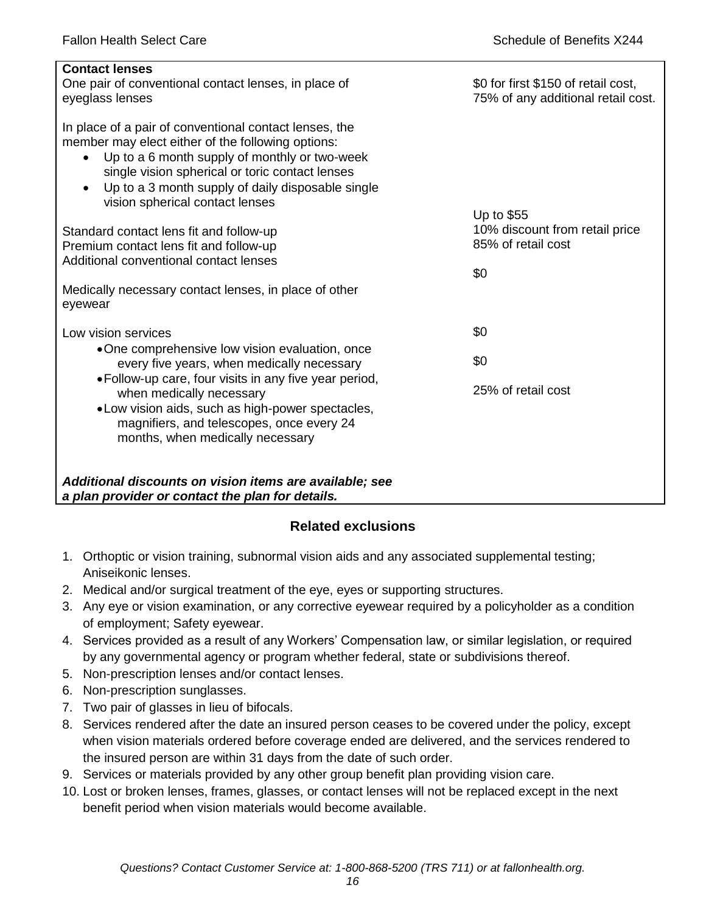| **Contact lenses** | |
|---|---|
| One pair of conventional contact lenses, in place of eyeglass lenses | \$0 for first \$150 of retail cost, 75% of any additional retail cost. |
| In place of a pair of conventional contact lenses, the member may elect either of the following options:<br>• Up to a 6 month supply of monthly or two-week single vision spherical or toric contact lenses<br>• Up to a 3 month supply of daily disposable single vision spherical contact lenses | |
| Standard contact lens fit and follow-up | Up to \$55 |
| Premium contact lens fit and follow-up | 10% discount from retail price |
| Additional conventional contact lenses | 85% of retail cost |
| Medically necessary contact lenses, in place of other eyewear | \$0 |
| Low vision services | \$0 |
| • One comprehensive low vision evaluation, once every five years, when medically necessary | \$0 |
| • Follow-up care, four visits in any five year period, when medically necessary | 25% of retail cost |
| • Low vision aids, such as high-power spectacles, magnifiers, and telescopes, once every 24 months, when medically necessary | |
| ***Additional discounts on vision items are available; see a plan provider or contact the plan for details.*** | |

## Related exclusions

1. Orthoptic or vision training, subnormal vision aids and any associated supplemental testing; Aniseikonic lenses.
2. Medical and/or surgical treatment of the eye, eyes or supporting structures.
3. Any eye or vision examination, or any corrective eyewear required by a policyholder as a condition of employment; Safety eyewear.
4. Services provided as a result of any Workers' Compensation law, or similar legislation, or required by any governmental agency or program whether federal, state or subdivisions thereof.
5. Non-prescription lenses and/or contact lenses.
6. Non-prescription sunglasses.
7. Two pair of glasses in lieu of bifocals.
8. Services rendered after the date an insured person ceases to be covered under the policy, except when vision materials ordered before coverage ended are delivered, and the services rendered to the insured person are within 31 days from the date of such order.
9. Services or materials provided by any other group benefit plan providing vision care.
10. Lost or broken lenses, frames, glasses, or contact lenses will not be replaced except in the next benefit period when vision materials would become available.

*Questions? Contact Customer Service at: 1-800-868-5200 (TRS 711) or at fallonhealth.org.*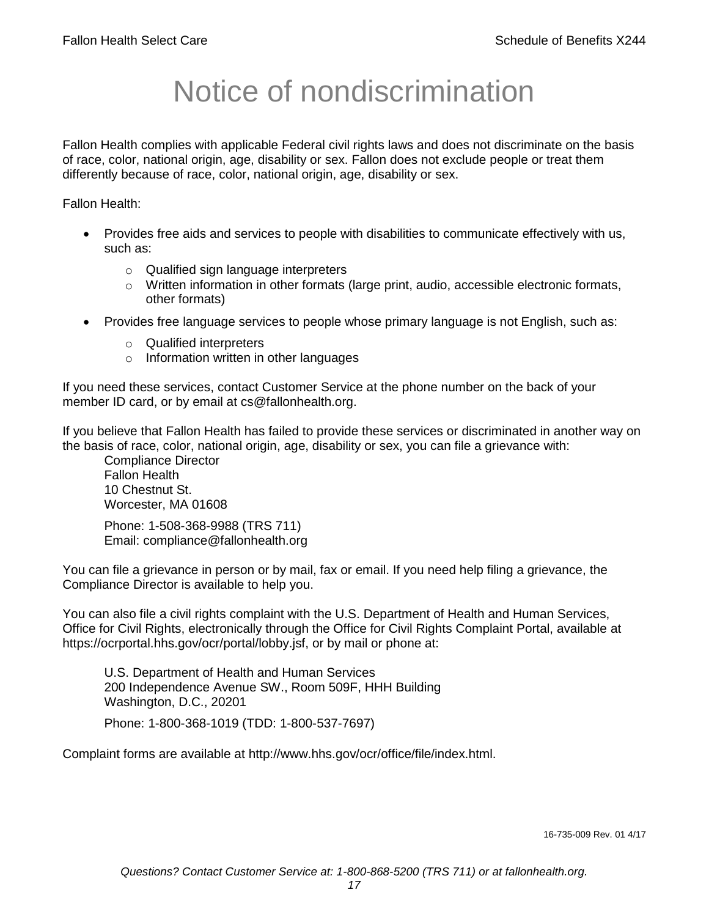# Notice of nondiscrimination

Fallon Health complies with applicable Federal civil rights laws and does not discriminate on the basis of race, color, national origin, age, disability or sex. Fallon does not exclude people or treat them differently because of race, color, national origin, age, disability or sex.

Fallon Health:

- Provides free aids and services to people with disabilities to communicate effectively with us, such as:
  - Qualified sign language interpreters
  - Written information in other formats (large print, audio, accessible electronic formats, other formats)
- Provides free language services to people whose primary language is not English, such as:
  - Qualified interpreters
  - Information written in other languages

If you need these services, contact Customer Service at the phone number on the back of your member ID card, or by email at cs@fallonhealth.org.

If you believe that Fallon Health has failed to provide these services or discriminated in another way on the basis of race, color, national origin, age, disability or sex, you can file a grievance with:

Compliance Director
Fallon Health
10 Chestnut St.
Worcester, MA 01608

Phone: 1-508-368-9988 (TRS 711)
Email: compliance@fallonhealth.org

You can file a grievance in person or by mail, fax or email. If you need help filing a grievance, the Compliance Director is available to help you.

You can also file a civil rights complaint with the U.S. Department of Health and Human Services, Office for Civil Rights, electronically through the Office for Civil Rights Complaint Portal, available at https://ocrportal.hhs.gov/ocr/portal/lobby.jsf, or by mail or phone at:

U.S. Department of Health and Human Services
200 Independence Avenue SW., Room 509F, HHH Building
Washington, D.C., 20201

Phone: 1-800-368-1019 (TDD: 1-800-537-7697)

Complaint forms are available at http://www.hhs.gov/ocr/office/file/index.html.

16-735-009 Rev. 01 4/17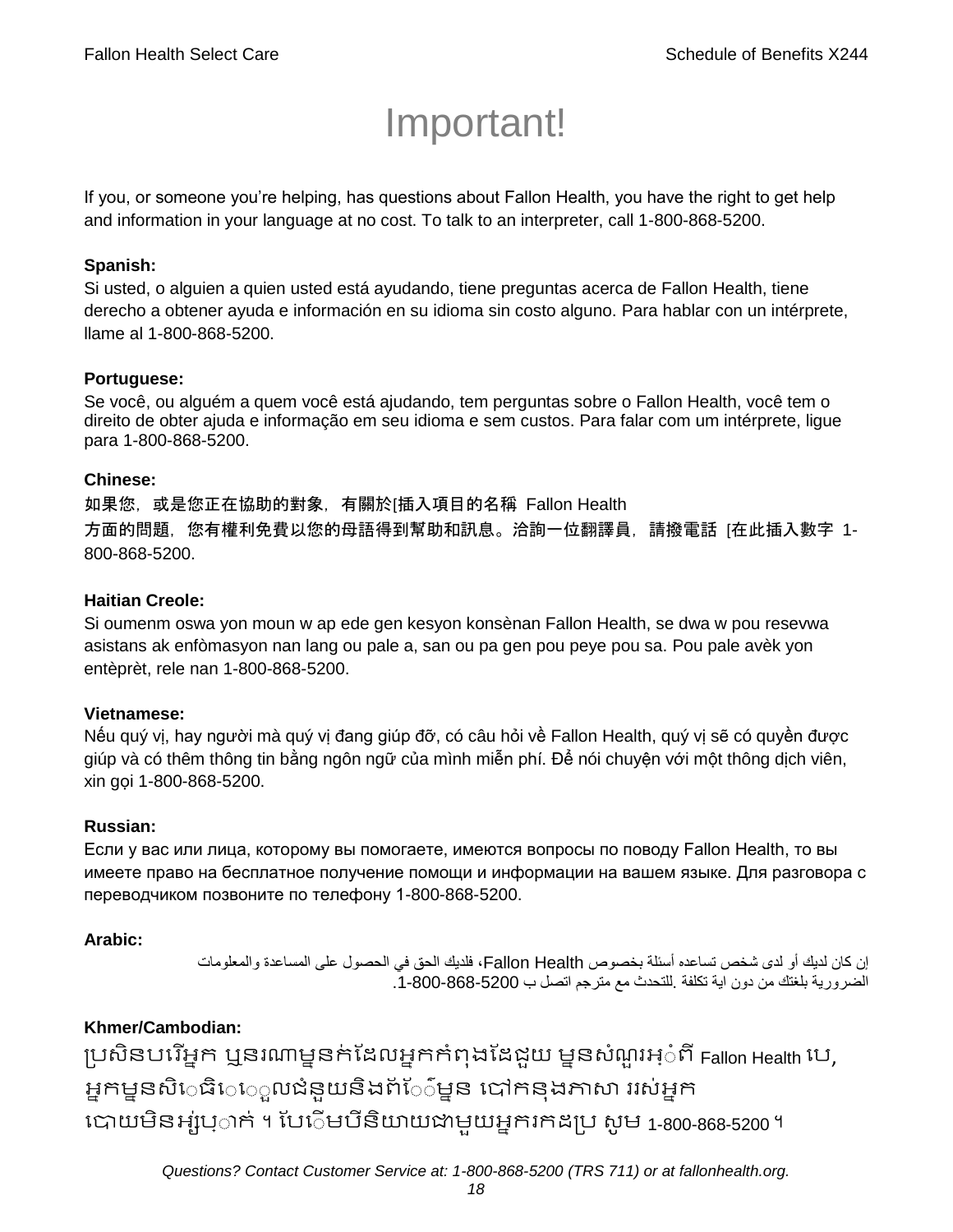# Important!

If you, or someone you're helping, has questions about Fallon Health, you have the right to get help and information in your language at no cost. To talk to an interpreter, call 1-800-868-5200.

**Spanish:**
Si usted, o alguien a quien usted está ayudando, tiene preguntas acerca de Fallon Health, tiene derecho a obtener ayuda e información en su idioma sin costo alguno. Para hablar con un intérprete, llame al 1-800-868-5200.

**Portuguese:**
Se você, ou alguém a quem você está ajudando, tem perguntas sobre o Fallon Health, você tem o direito de obter ajuda e informação em seu idioma e sem custos. Para falar com um intérprete, ligue para 1-800-868-5200.

**Chinese:**
如果您，或是您正在協助的對象，有關於[插入項目的名稱 Fallon Health 方面的問題，您有權利免費以您的母語得到幫助和訊息。洽詢一位翻譯員，請撥電話 [在此插入數字 1-800-868-5200.

**Haitian Creole:**
Si oumenm oswa yon moun w ap ede gen kesyon konsènan Fallon Health, se dwa w pou resevwa asistans ak enfòmasyon nan lang ou pale a, san ou pa gen pou peye pou sa. Pou pale avèk yon entèprèt, rele nan 1-800-868-5200.

**Vietnamese:**
Nếu quý vị, hay người mà quý vị đang giúp đỡ, có câu hỏi về Fallon Health, quý vị sẽ có quyền được giúp và có thêm thông tin bằng ngôn ngữ của mình miễn phí. Để nói chuyện với một thông dịch viên, xin gọi 1-800-868-5200.

**Russian:**
Если у вас или лица, которому вы помогаете, имеются вопросы по поводу Fallon Health, то вы имеете право на бесплатное получение помощи и информации на вашем языке. Для разговора с переводчиком позвоните по телефону 1-800-868-5200.

**Arabic:**
إن كان لديك أو لدى شخص تساعده أسئلة بخصوص Fallon Health، فلديك الحق في الحصول على المساعدة والمعلومات الضرورية بلغتك من دون اية تكلفة .للتحدث مع مترجم اتصل ب 1-800-868-5200.

**Khmer/Cambodian:**
ប្រសិនបរើអ្នក ឬនរណាម្នាក់ដែលអ្នកកំពុងដែជួយ ម្នានសំណួរអ្ំពី Fallon Health បេ, អ្នកម្ននសិេធិេេួលជំនួយនិងព័័ម្នន បៅកនុងភាសា ររស់អ្នក បោយមិនអ្ស់បុ្ាក់ ។ បែើមបីនិយាយជាមួយអ្នករកដប្រ សូម 1-800-868-5200 ។

*Questions? Contact Customer Service at: 1-800-868-5200 (TRS 711) or at fallonhealth.org.*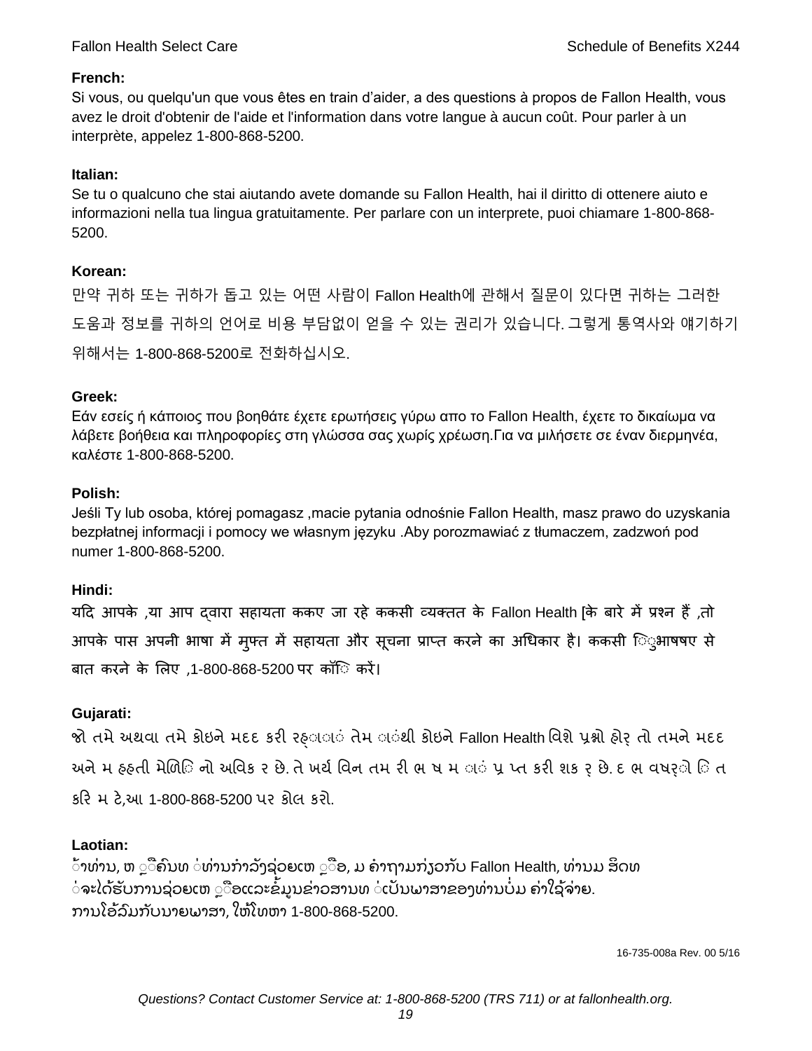**French:**
Si vous, ou quelqu'un que vous êtes en train d'aider, a des questions à propos de Fallon Health, vous avez le droit d'obtenir de l'aide et l'information dans votre langue à aucun coût. Pour parler à un interprète, appelez 1-800-868-5200.

**Italian:**
Se tu o qualcuno che stai aiutando avete domande su Fallon Health, hai il diritto di ottenere aiuto e informazioni nella tua lingua gratuitamente. Per parlare con un interprete, puoi chiamare 1-800-868-5200.

**Korean:**
만약 귀하 또는 귀하가 돕고 있는 어떤 사람이 Fallon Health에 관해서 질문이 있다면 귀하는 그러한 도움과 정보를 귀하의 언어로 비용 부담없이 얻을 수 있는 권리가 있습니다. 그렇게 통역사와 얘기하기 위해서는 1-800-868-5200로 전화하십시오.

**Greek:**
Εάν εσείς ή κάποιος που βοηθάτε έχετε ερωτήσεις γύρω απο το Fallon Health, έχετε το δικαίωμα να λάβετε βοήθεια και πληροφορίες στη γλώσσα σας χωρίς χρέωση.Για να μιλήσετε σε έναν διερμηνέα, καλέστε 1-800-868-5200.

**Polish:**
Jeśli Ty lub osoba, której pomagasz ,macie pytania odnośnie Fallon Health, masz prawo do uzyskania bezpłatnej informacji i pomocy we własnym języku .Aby porozmawiać z tłumaczem, zadzwoń pod numer 1-800-868-5200.

**Hindi:**
यदि आपके ,या आप द्वारा सहायता ककए जा रहे ककसी व्यक्तत के Fallon Health [के बारे में प्रश्न हैं ,तो आपके पास अपनी भाषा में मुफ्त में सहायता और सूचना प्राप्त करने का अधिकार है। ककसी िुभाषषए से बात करने के लिए ,1-800-868-5200 पर कॉि करें।

**Gujarati:**
જો તમે અથવા તમે કોઇને મદદ કરી રહ્યાં તેમ ાંથી કોઇને Fallon Health વિશે પ્રશ્નો હોર્ તો તમને મદદ અને મ હહતી મેળિિ નો અવિક ર છે. તે ખર્ચ વિન તમ રી ભ ષ મ ાં પ્ર પ્ત કરી શક ર્ છે. દ ભ વષર્ો િ ત કરિ મ ટે,આ 1-800-868-5200 પર કોલ કરો.

**Laotian:**
້າທ່ານ, ຫ ຼືຄົນທ ່ທ່ານກໍາລັງຊ່ວຍເຫ ຼືອ, ມ ຄໍາຖາມກ່ຽວກັບ Fallon Health, ທ່ານມ ສິດທ ່ຈະໄດ້ຮັບການຊ່ວຍເຫ ຼືອແລະຂໍ້ມູນຂ່າວສານທ ່ເປັນພາສາຂອງທ່ານບໍ່ມ ຄ່າໃຊ້ຈ່າຍ. ການໂອ້ລົມກັບນາຍພາສາ, ໃຫ້ໂທຫາ 1-800-868-5200.

16-735-008a Rev. 00 5/16

*Questions? Contact Customer Service at: 1-800-868-5200 (TRS 711) or at fallonhealth.org.*